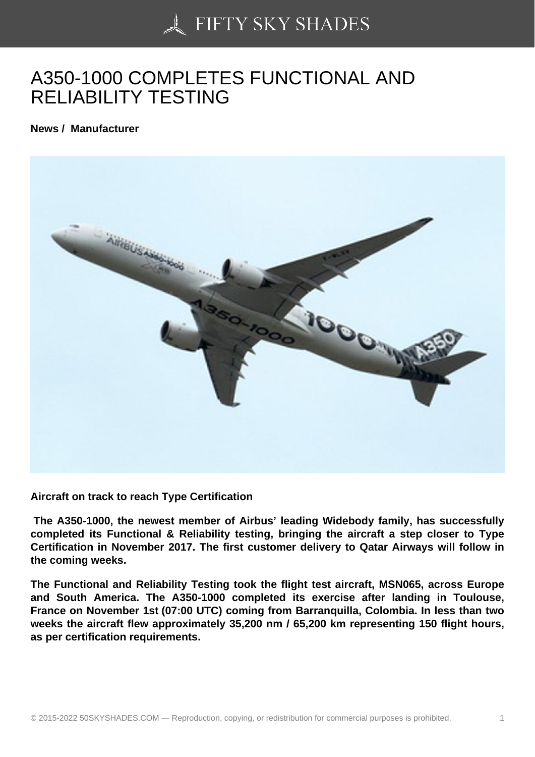# A350-1000 COMPLETES FUNCTIONAL AND RELIABILITY TESTING

**News / Manufacturer**

**Aircraft on track to reach Type Certification**

**The A350-1000, the newest member of Airbus' leading Widebody family, has successfully completed its Functional & Reliability testing, bringing the aircraft a step closer to Type Certification in November 2017. The first customer delivery to Qatar Airways will follow in the coming weeks.**

**The Functional and Reliability Testing took the flight test aircraft, MSN065, across Europe and South America. The A350-1000 completed its exercise after landing in Toulouse, France on November 1st (07:00 UTC) coming from Barranquilla, Colombia. In less than two weeks the aircraft flew approximately 35,200 nm / 65,200 km representing 150 flight hours, as per certification requirements.**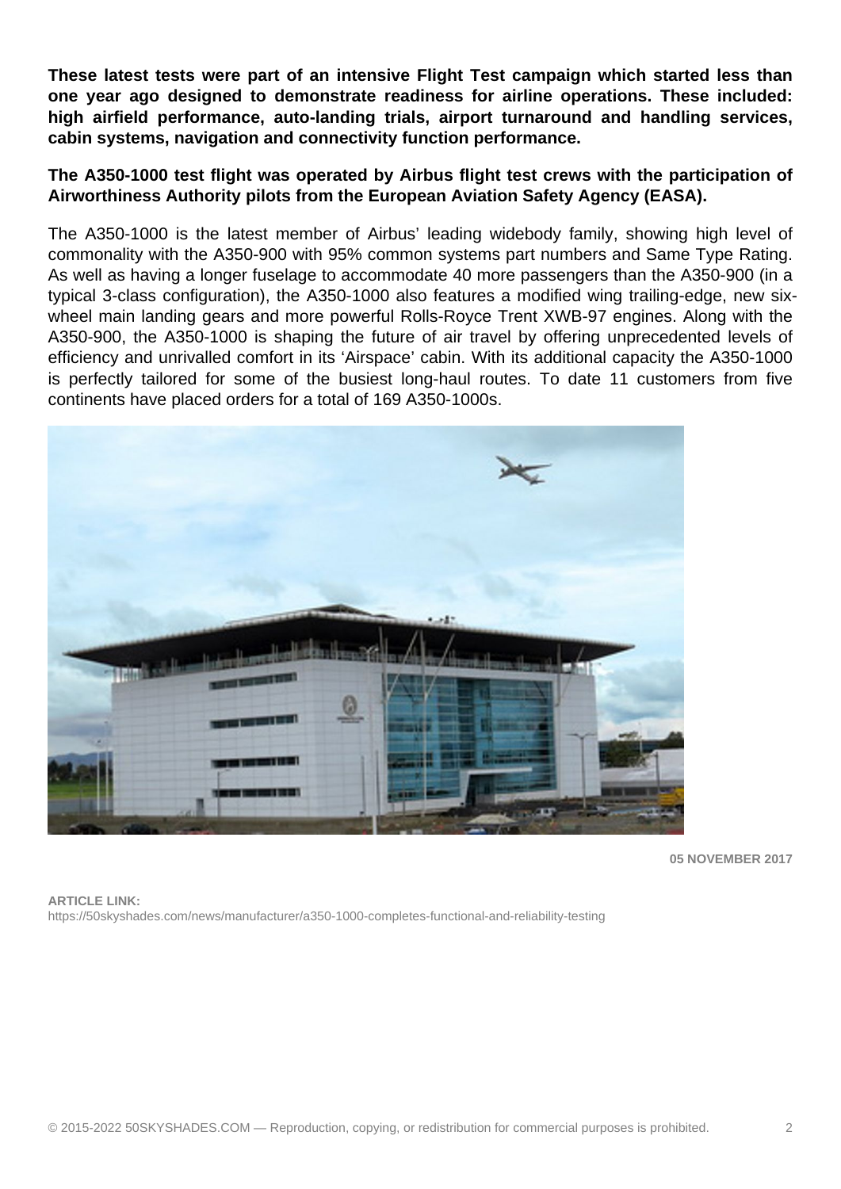**These latest tests were part of an intensive Flight Test campaign which started less than one year ago designed to demonstrate readiness for airline operations. These included: high airfield performance, auto-landing trials, airport turnaround and handling services, cabin systems, navigation and connectivity function performance.**

**The A350-1000 test flight was operated by Airbus flight test crews with the participation of Airworthiness Authority pilots from the European Aviation Safety Agency (EASA).**

The A350-1000 is the latest member of Airbus' leading widebody family, showing high level of commonality with the A350-900 with 95% common systems part numbers and Same Type Rating. As well as having a longer fuselage to accommodate 40 more passengers than the A350-900 (in a typical 3-class configuration), the A350-1000 also features a modified wing trailing-edge, new six-wheel main landing gears and more powerful Rolls-Royce Trent XWB-97 engines. Along with the A350-900, the A350-1000 is shaping the future of air travel by offering unprecedented levels of efficiency and unrivalled comfort in its 'Airspace' cabin. With its additional capacity the A350-1000 is perfectly tailored for some of the busiest long-haul routes. To date 11 customers from five continents have placed orders for a total of 169 A350-1000s.

**05 NOVEMBER 2017**

**ARTICLE LINK:**
https://50skyshades.com/news/manufacturer/a350-1000-completes-functional-and-reliability-testing

© 2015-2022 50SKYSHADES.COM — Reproduction, copying, or redistribution for commercial purposes is prohibited.